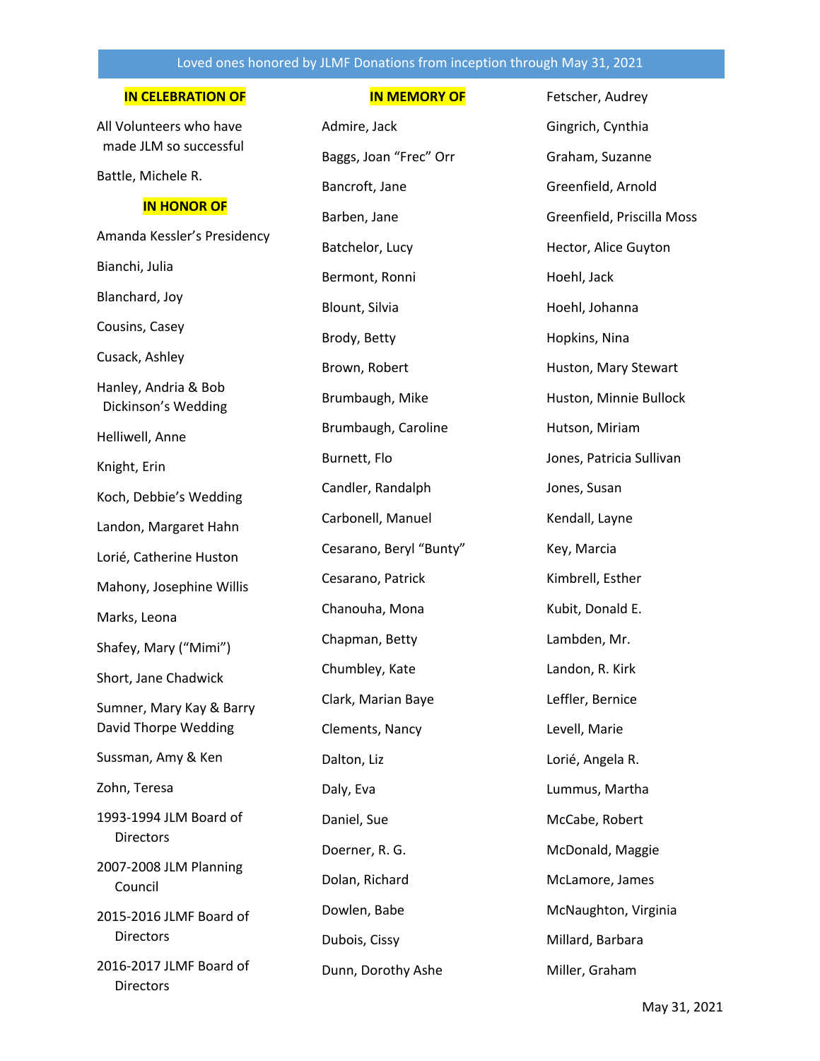# Loved ones honored by JLMF Donations from inception through May 31, 2021

## IN CELEBRATION OF

All Volunteers who have made JLM so successful

Battle, Michele R.

## IN HONOR OF

Amanda Kessler's Presidency

Bianchi, Julia

Blanchard, Joy

Cousins, Casey

Cusack, Ashley

Hanley, Andria & Bob Dickinson's Wedding

Helliwell, Anne

Knight, Erin

Koch, Debbie's Wedding

Landon, Margaret Hahn

Lorié, Catherine Huston

Mahony, Josephine Willis

Marks, Leona

Shafey, Mary ("Mimi")

Short, Jane Chadwick

Sumner, Mary Kay & Barry David Thorpe Wedding

Sussman, Amy & Ken

Zohn, Teresa

1993-1994 JLM Board of Directors

2007-2008 JLM Planning Council

2015-2016 JLMF Board of Directors

2016-2017 JLMF Board of Directors

## IN MEMORY OF

Admire, Jack

Baggs, Joan "Frec" Orr

Bancroft, Jane

Barben, Jane

Batchelor, Lucy

Bermont, Ronni

Blount, Silvia

Brody, Betty

Brown, Robert

Brumbaugh, Mike

Brumbaugh, Caroline

Burnett, Flo

Candler, Randalph

Carbonell, Manuel

Cesarano, Beryl "Bunty"

Cesarano, Patrick

Chanouha, Mona

Chapman, Betty

Chumbley, Kate

Clark, Marian Baye

Clements, Nancy

Dalton, Liz

Daly, Eva

Daniel, Sue

Doerner, R. G.

Dolan, Richard

Dowlen, Babe

Dubois, Cissy

Dunn, Dorothy Ashe

Fetscher, Audrey

Gingrich, Cynthia

Graham, Suzanne

Greenfield, Arnold

Greenfield, Priscilla Moss

Hector, Alice Guyton

Hoehl, Jack

Hoehl, Johanna

Hopkins, Nina

Huston, Mary Stewart

Huston, Minnie Bullock

Hutson, Miriam

Jones, Patricia Sullivan

Jones, Susan

Kendall, Layne

Key, Marcia

Kimbrell, Esther

Kubit, Donald E.

Lambden, Mr.

Landon, R. Kirk

Leffler, Bernice

Levell, Marie

Lorié, Angela R.

Lummus, Martha

McCabe, Robert

McDonald, Maggie

McLamore, James

McNaughton, Virginia

Millard, Barbara

Miller, Graham

May 31, 2021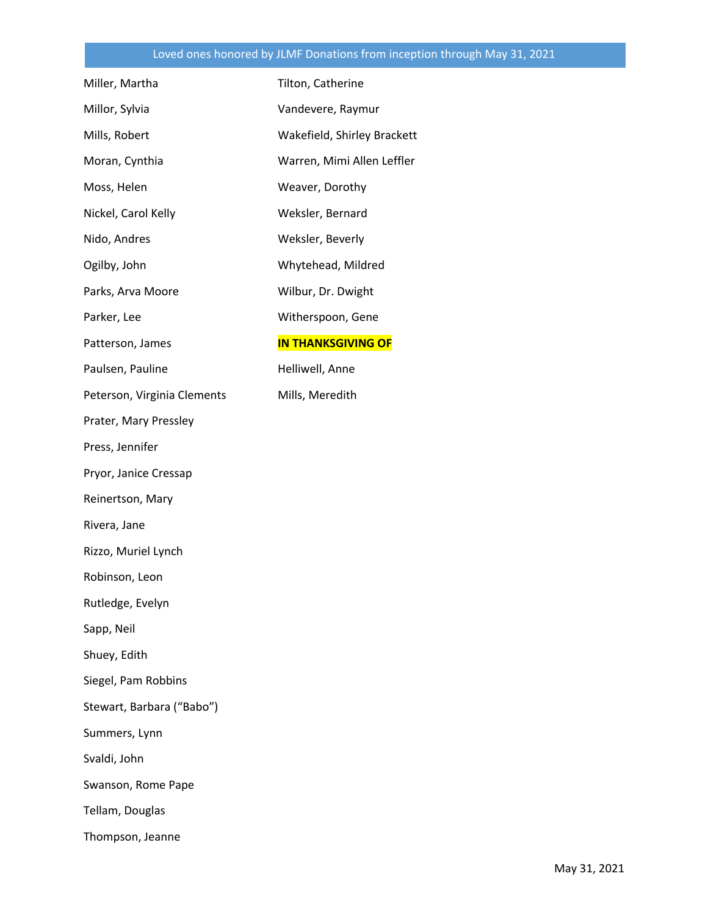Loved ones honored by JLMF Donations from inception through May 31, 2021

Miller, Martha

Millor, Sylvia

Mills, Robert

Moran, Cynthia

Moss, Helen

Nickel, Carol Kelly

Nido, Andres

Ogilby, John

Parks, Arva Moore

Parker, Lee

Patterson, James

Paulsen, Pauline

Peterson, Virginia Clements

Prater, Mary Pressley

Press, Jennifer

Pryor, Janice Cressap

Reinertson, Mary

Rivera, Jane

Rizzo, Muriel Lynch

Robinson, Leon

Rutledge, Evelyn

Sapp, Neil

Shuey, Edith

Siegel, Pam Robbins

Stewart, Barbara ("Babo")

Summers, Lynn

Svaldi, John

Swanson, Rome Pape

Tellam, Douglas

Thompson, Jeanne

Tilton, Catherine

Vandevere, Raymur

Wakefield, Shirley Brackett

Warren, Mimi Allen Leffler

Weaver, Dorothy

Weksler, Bernard

Weksler, Beverly

Whytehead, Mildred

Wilbur, Dr. Dwight

Witherspoon, Gene

**IN THANKSGIVING OF**

Helliwell, Anne

Mills, Meredith

May 31, 2021